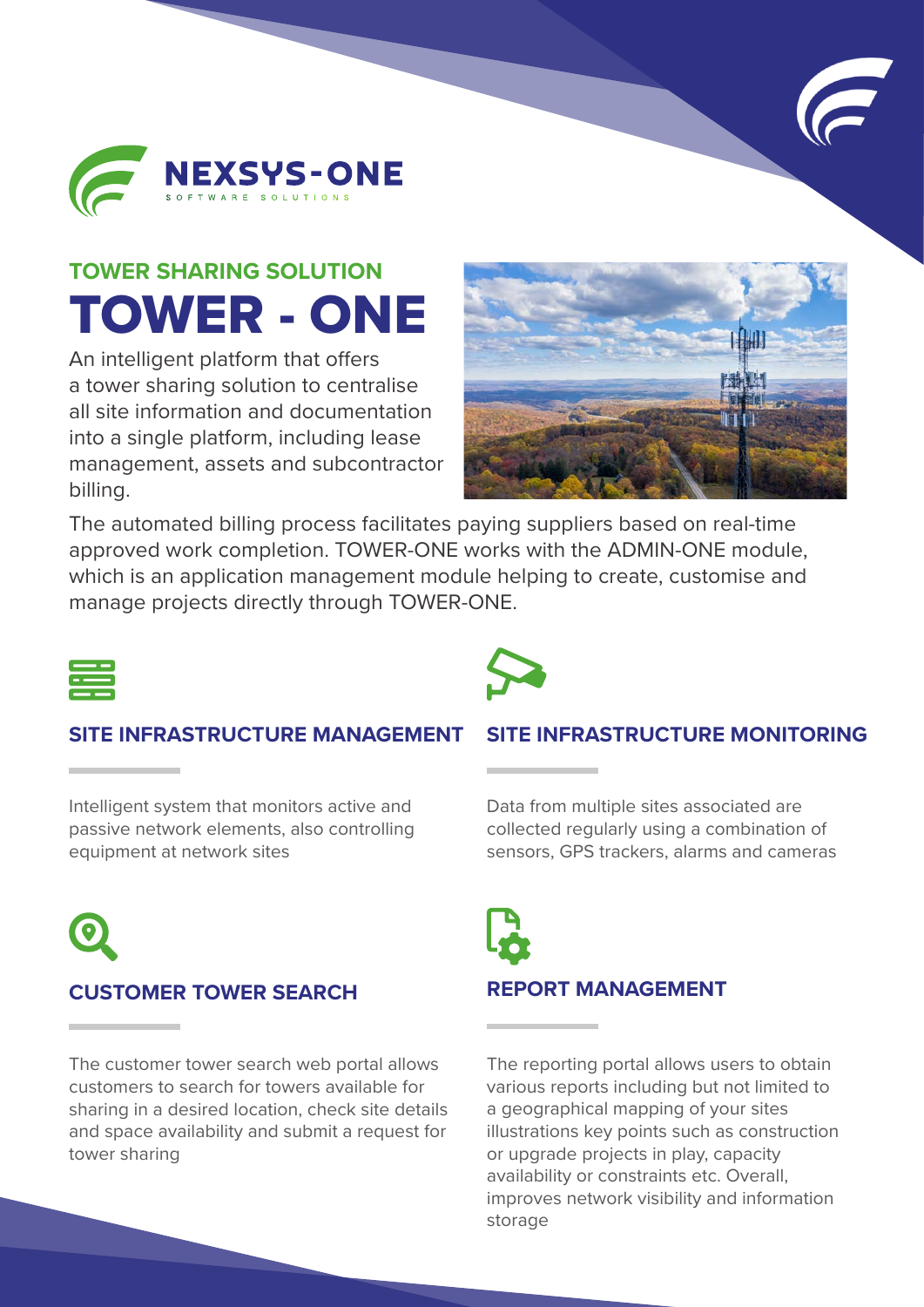NEXSYS-ONE

SOFTWARE SOLUTIONS

## TOWER SHARING SOLUTION

# TOWER - ONE

An intelligent platform that offers a tower sharing solution to centralise all site information and documentation into a single platform, including lease management, assets and subcontractor billing.

The automated billing process facilitates paying suppliers based on real-time approved work completion. TOWER-ONE works with the ADMIN-ONE module, which is an application management module helping to create, customise and manage projects directly through TOWER-ONE.

### SITE INFRASTRUCTURE MANAGEMENT

Intelligent system that monitors active and passive network elements, also controlling equipment at network sites

### SITE INFRASTRUCTURE MONITORING

Data from multiple sites associated are collected regularly using a combination of sensors, GPS trackers, alarms and cameras

### CUSTOMER TOWER SEARCH

The customer tower search web portal allows customers to search for towers available for sharing in a desired location, check site details and space availability and submit a request for tower sharing

### REPORT MANAGEMENT

The reporting portal allows users to obtain various reports including but not limited to a geographical mapping of your sites illustrations key points such as construction or upgrade projects in play, capacity availability or constraints etc. Overall, improves network visibility and information storage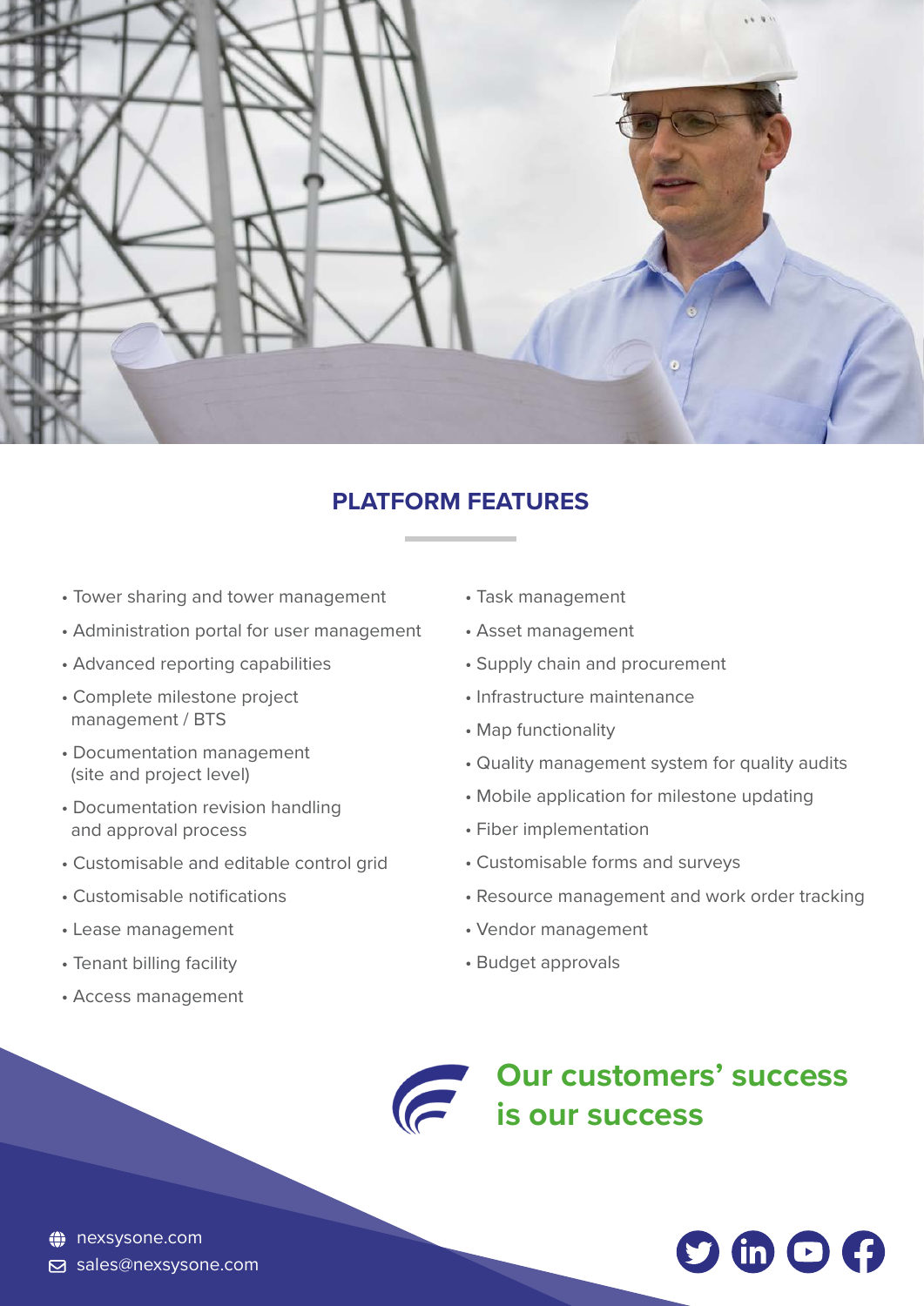## PLATFORM FEATURES

- Tower sharing and tower management
- Administration portal for user management
- Advanced reporting capabilities
- Complete milestone project management / BTS
- Documentation management (site and project level)
- Documentation revision handling and approval process
- Customisable and editable control grid
- Customisable notifications
- Lease management
- Tenant billing facility
- Access management
- Task management
- Asset management
- Supply chain and procurement
- Infrastructure maintenance
- Map functionality
- Quality management system for quality audits
- Mobile application for milestone updating
- Fiber implementation
- Customisable forms and surveys
- Resource management and work order tracking
- Vendor management
- Budget approvals

**Our customers' success is our success**

nexsysone.com

sales@nexsysone.com